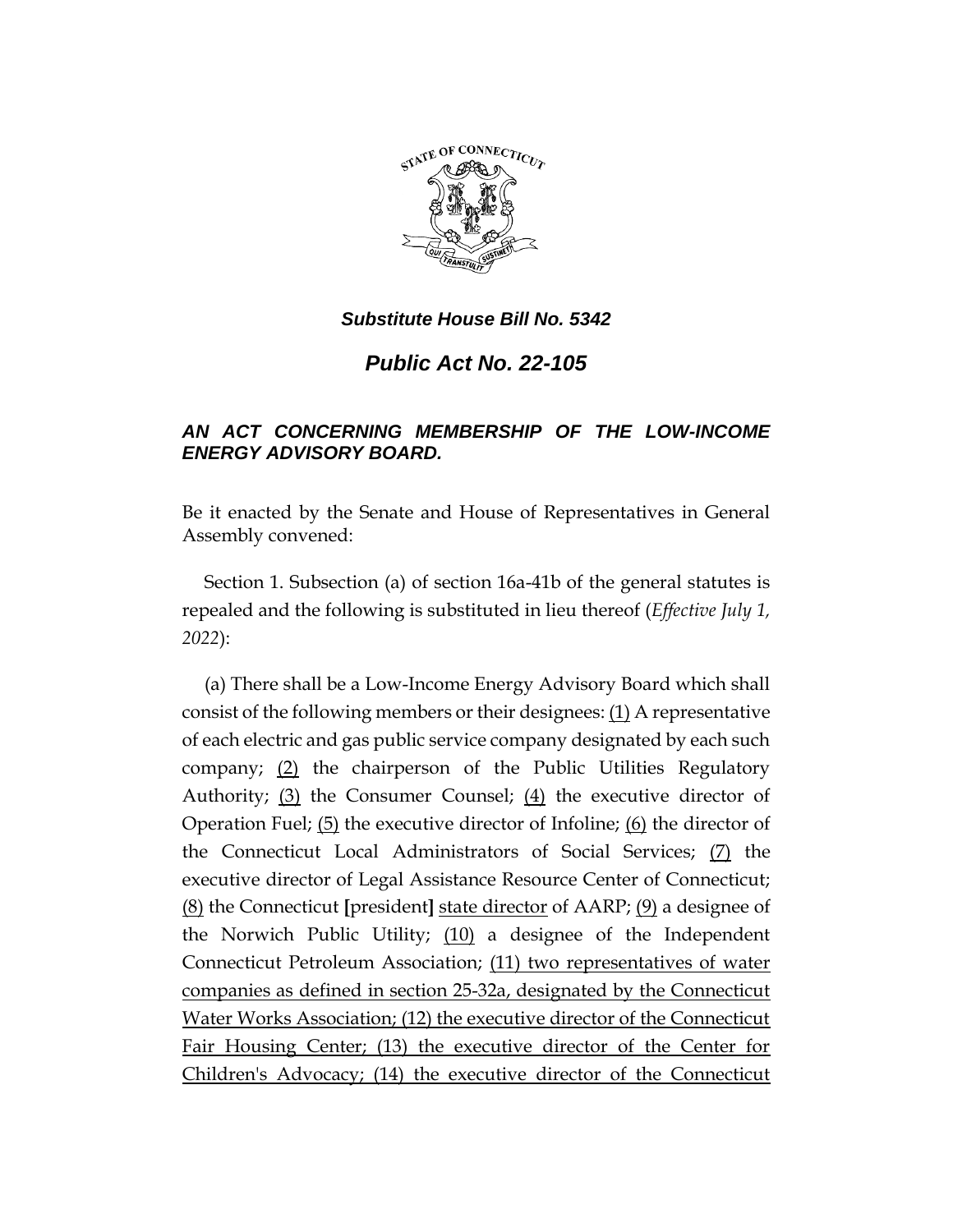***Substitute House Bill No. 5342***

# ***Public Act No. 22-105***

### ***AN ACT CONCERNING MEMBERSHIP OF THE LOW-INCOME ENERGY ADVISORY BOARD.***

Be it enacted by the Senate and House of Representatives in General Assembly convened:

Section 1. Subsection (a) of section 16a-41b of the general statutes is repealed and the following is substituted in lieu thereof (*Effective July 1, 2022*):

(a) There shall be a Low-Income Energy Advisory Board which shall consist of the following members or their designees: <u>(1)</u> A representative of each electric and gas public service company designated by each such company; <u>(2)</u> the chairperson of the Public Utilities Regulatory Authority; <u>(3)</u> the Consumer Counsel; <u>(4)</u> the executive director of Operation Fuel; <u>(5)</u> the executive director of Infoline; <u>(6)</u> the director of the Connecticut Local Administrators of Social Services; <u>(7)</u> the executive director of Legal Assistance Resource Center of Connecticut; <u>(8)</u> the Connecticut **[**president**]** <u>state director</u> of AARP; <u>(9)</u> a designee of the Norwich Public Utility; <u>(10)</u> a designee of the Independent Connecticut Petroleum Association; <u>(11) two representatives of water companies as defined in section 25-32a, designated by the Connecticut Water Works Association; (12) the executive director of the Connecticut Fair Housing Center; (13) the executive director of the Center for Children's Advocacy; (14) the executive director of the Connecticut</u>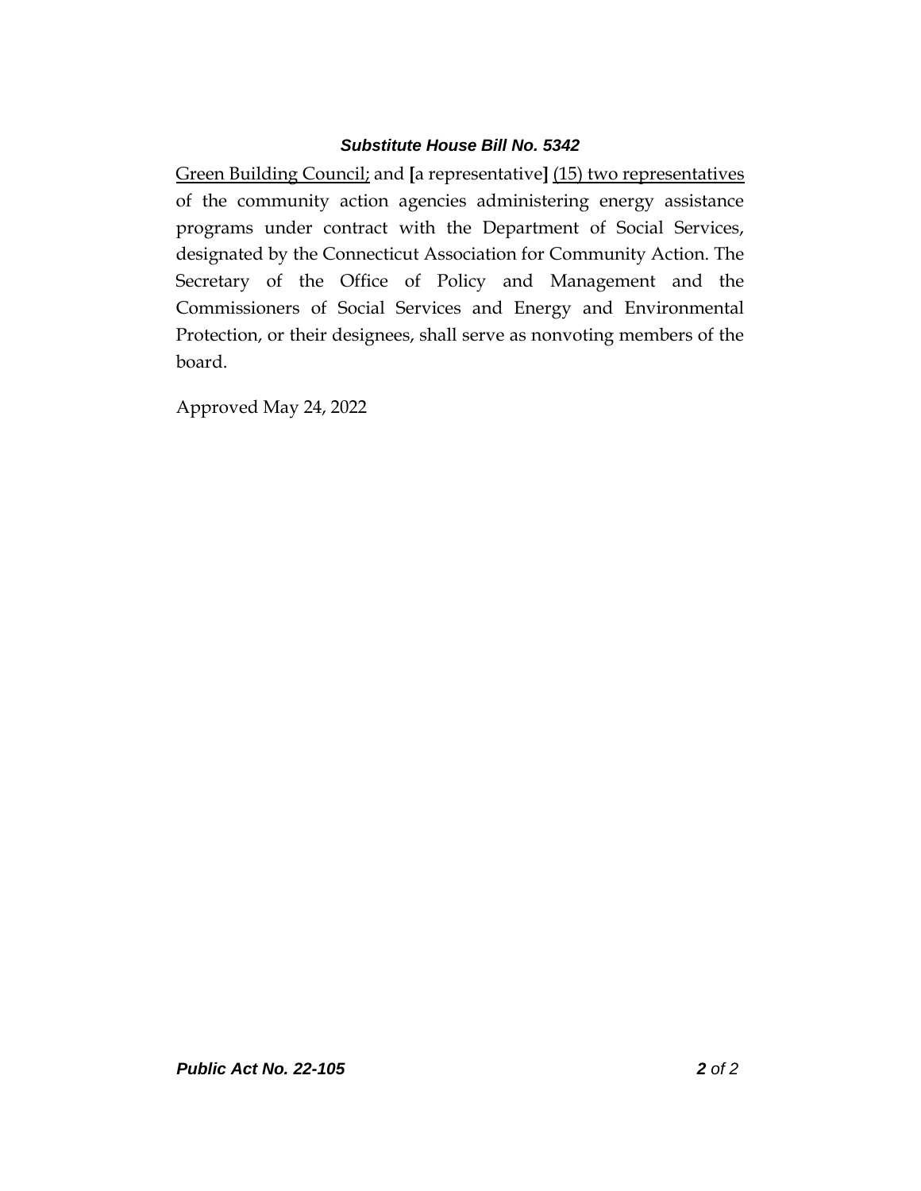Green Building Council; and [a representative] (15) two representatives of the community action agencies administering energy assistance programs under contract with the Department of Social Services, designated by the Connecticut Association for Community Action. The Secretary of the Office of Policy and Management and the Commissioners of Social Services and Energy and Environmental Protection, or their designees, shall serve as nonvoting members of the board.

Approved May 24, 2022